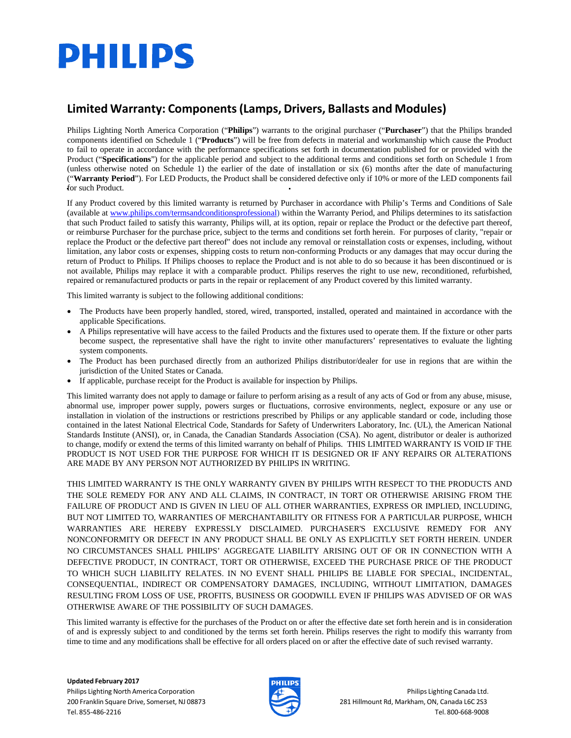PHILIPS

## Limited Warranty: Components (Lamps, Drivers, Ballasts and Modules)

Philips Lighting North America Corporation ("**Philips**") warrants to the original purchaser ("**Purchaser**") that the Philips branded components identified on Schedule 1 ("**Products**") will be free from defects in material and workmanship which cause the Product to fail to operate in accordance with the performance specifications set forth in documentation published for or provided with the Product ("**Specifications**") for the applicable period and subject to the additional terms and conditions set forth on Schedule 1 from (unless otherwise noted on Schedule 1) the earlier of the date of installation or six (6) months after the date of manufacturing ("**Warranty Period**"). For LED Products, the Product shall be considered defective only if 10% or more of the LED components fail for such Product.

If any Product covered by this limited warranty is returned by Purchaser in accordance with Philip's Terms and Conditions of Sale (available at www.philips.com/termsandconditionsprofessional) within the Warranty Period, and Philips determines to its satisfaction that such Product failed to satisfy this warranty, Philips will, at its option, repair or replace the Product or the defective part thereof, or reimburse Purchaser for the purchase price, subject to the terms and conditions set forth herein. For purposes of clarity, "repair or replace the Product or the defective part thereof" does not include any removal or reinstallation costs or expenses, including, without limitation, any labor costs or expenses, shipping costs to return non-conforming Products or any damages that may occur during the return of Product to Philips. If Philips chooses to replace the Product and is not able to do so because it has been discontinued or is not available, Philips may replace it with a comparable product. Philips reserves the right to use new, reconditioned, refurbished, repaired or remanufactured products or parts in the repair or replacement of any Product covered by this limited warranty.

This limited warranty is subject to the following additional conditions:

- The Products have been properly handled, stored, wired, transported, installed, operated and maintained in accordance with the applicable Specifications.
- A Philips representative will have access to the failed Products and the fixtures used to operate them. If the fixture or other parts become suspect, the representative shall have the right to invite other manufacturers' representatives to evaluate the lighting system components.
- The Product has been purchased directly from an authorized Philips distributor/dealer for use in regions that are within the jurisdiction of the United States or Canada.
- If applicable, purchase receipt for the Product is available for inspection by Philips.

This limited warranty does not apply to damage or failure to perform arising as a result of any acts of God or from any abuse, misuse, abnormal use, improper power supply, powers surges or fluctuations, corrosive environments, neglect, exposure or any use or installation in violation of the instructions or restrictions prescribed by Philips or any applicable standard or code, including those contained in the latest National Electrical Code, Standards for Safety of Underwriters Laboratory, Inc. (UL), the American National Standards Institute (ANSI), or, in Canada, the Canadian Standards Association (CSA). No agent, distributor or dealer is authorized to change, modify or extend the terms of this limited warranty on behalf of Philips. THIS LIMITED WARRANTY IS VOID IF THE PRODUCT IS NOT USED FOR THE PURPOSE FOR WHICH IT IS DESIGNED OR IF ANY REPAIRS OR ALTERATIONS ARE MADE BY ANY PERSON NOT AUTHORIZED BY PHILIPS IN WRITING.

THIS LIMITED WARRANTY IS THE ONLY WARRANTY GIVEN BY PHILIPS WITH RESPECT TO THE PRODUCTS AND THE SOLE REMEDY FOR ANY AND ALL CLAIMS, IN CONTRACT, IN TORT OR OTHERWISE ARISING FROM THE FAILURE OF PRODUCT AND IS GIVEN IN LIEU OF ALL OTHER WARRANTIES, EXPRESS OR IMPLIED, INCLUDING, BUT NOT LIMITED TO, WARRANTIES OF MERCHANTABILITY OR FITNESS FOR A PARTICULAR PURPOSE, WHICH WARRANTIES ARE HEREBY EXPRESSLY DISCLAIMED. PURCHASER'S EXCLUSIVE REMEDY FOR ANY NONCONFORMITY OR DEFECT IN ANY PRODUCT SHALL BE ONLY AS EXPLICITLY SET FORTH HEREIN. UNDER NO CIRCUMSTANCES SHALL PHILIPS' AGGREGATE LIABILITY ARISING OUT OF OR IN CONNECTION WITH A DEFECTIVE PRODUCT, IN CONTRACT, TORT OR OTHERWISE, EXCEED THE PURCHASE PRICE OF THE PRODUCT TO WHICH SUCH LIABILITY RELATES. IN NO EVENT SHALL PHILIPS BE LIABLE FOR SPECIAL, INCIDENTAL, CONSEQUENTIAL, INDIRECT OR COMPENSATORY DAMAGES, INCLUDING, WITHOUT LIMITATION, DAMAGES RESULTING FROM LOSS OF USE, PROFITS, BUSINESS OR GOODWILL EVEN IF PHILIPS WAS ADVISED OF OR WAS OTHERWISE AWARE OF THE POSSIBILITY OF SUCH DAMAGES.

This limited warranty is effective for the purchases of the Product on or after the effective date set forth herein and is in consideration of and is expressly subject to and conditioned by the terms set forth herein. Philips reserves the right to modify this warranty from time to time and any modifications shall be effective for all orders placed on or after the effective date of such revised warranty.

**Updated February 2017**

Philips Lighting North America Corporation
200 Franklin Square Drive, Somerset, NJ 08873
Tel. 855-486-2216

Philips Lighting Canada Ltd.
281 Hillmount Rd, Markham, ON, Canada L6C 2S3
Tel. 800-668-9008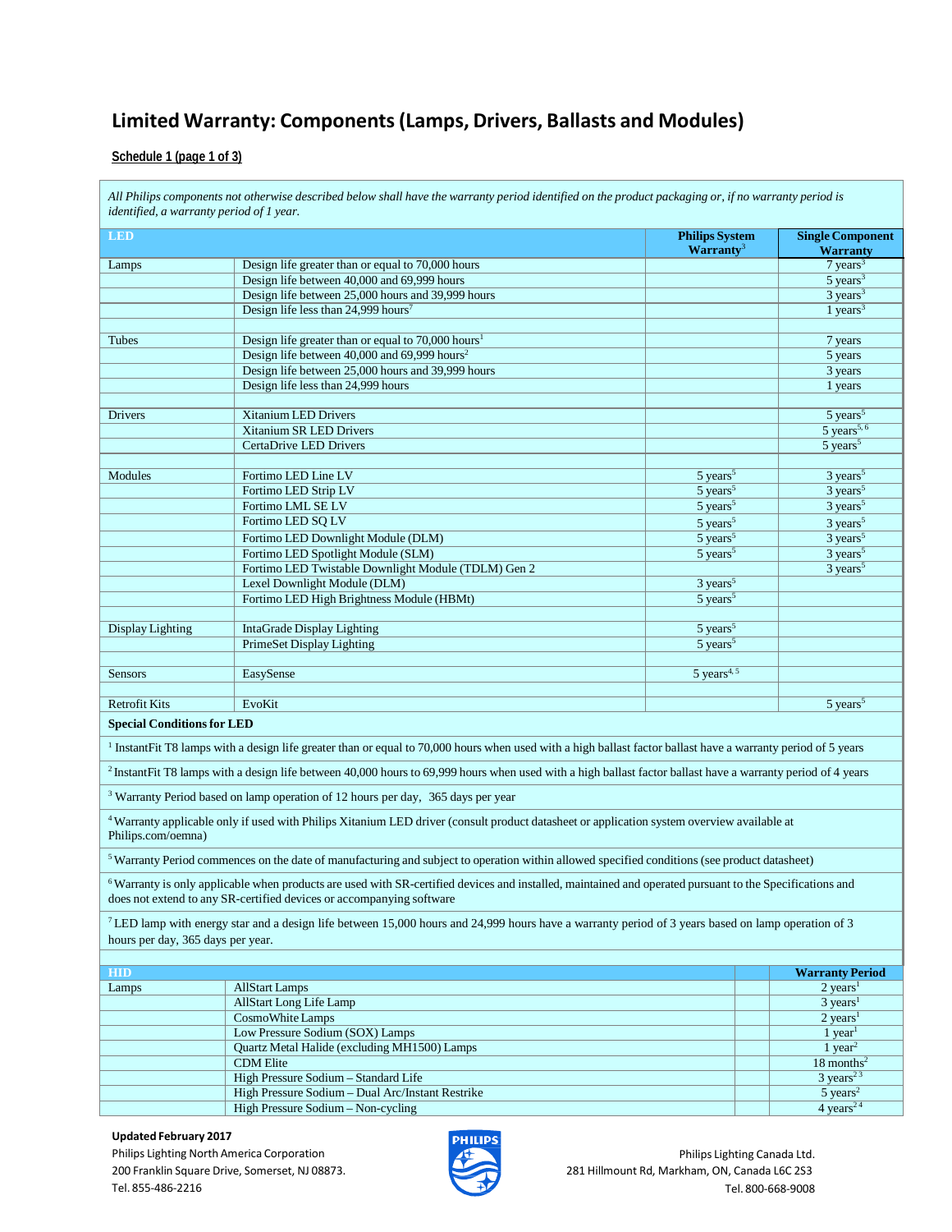# Limited Warranty: Components (Lamps, Drivers, Ballasts and Modules)

**Schedule 1 (page 1 of 3)**

*All Philips components not otherwise described below shall have the warranty period identified on the product packaging or, if no warranty period is identified, a warranty period of 1 year.*

| LED | | Philips System Warranty[3] | Single Component Warranty |
|---|---|---|---|
| Lamps | Design life greater than or equal to 70,000 hours | | 7 years[3] |
| | Design life between 40,000 and 69,999 hours | | 5 years[3] |
| | Design life between 25,000 hours and 39,999 hours | | 3 years[3] |
| | Design life less than 24,999 hours[7] | | 1 years[3] |
| | | | |
| Tubes | Design life greater than or equal to 70,000 hours[1] | | 7 years |
| | Design life between 40,000 and 69,999 hours[2] | | 5 years |
| | Design life between 25,000 hours and 39,999 hours | | 3 years |
| | Design life less than 24,999 hours | | 1 years |
| | | | |
| Drivers | Xitanium LED Drivers | | 5 years[5] |
| | Xitanium SR LED Drivers | | 5 years[5, 6] |
| | CertaDrive LED Drivers | | 5 years[5] |
| | | | |
| Modules | Fortimo LED Line LV | 5 years[5] | 3 years[5] |
| | Fortimo LED Strip LV | 5 years[5] | 3 years[5] |
| | Fortimo LML SE LV | 5 years[5] | 3 years[5] |
| | Fortimo LED SQ LV | 5 years[5] | 3 years[5] |
| | Fortimo LED Downlight Module (DLM) | 5 years[5] | 3 years[5] |
| | Fortimo LED Spotlight Module (SLM) | 5 years[5] | 3 years[5] |
| | Fortimo LED Twistable Downlight Module (TDLM) Gen 2 | | 3 years[5] |
| | Lexel Downlight Module (DLM) | 3 years[5] | |
| | Fortimo LED High Brightness Module (HBMt) | 5 years[5] | |
| | | | |
| Display Lighting | IntaGrade Display Lighting | 5 years[5] | |
| | PrimeSet Display Lighting | 5 years[5] | |
| | | | |
| Sensors | EasySense | 5 years[4, 5] | |
| | | | |
| Retrofit Kits | EvoKit | | 5 years[5] |

**Special Conditions for LED**

[1] InstantFit T8 lamps with a design life greater than or equal to 70,000 hours when used with a high ballast factor ballast have a warranty period of 5 years

[2] InstantFit T8 lamps with a design life between 40,000 hours to 69,999 hours when used with a high ballast factor ballast have a warranty period of 4 years

[3] Warranty Period based on lamp operation of 12 hours per day, 365 days per year

[4] Warranty applicable only if used with Philips Xitanium LED driver (consult product datasheet or application system overview available at Philips.com/oemna)

[5] Warranty Period commences on the date of manufacturing and subject to operation within allowed specified conditions (see product datasheet)

[6] Warranty is only applicable when products are used with SR-certified devices and installed, maintained and operated pursuant to the Specifications and does not extend to any SR-certified devices or accompanying software

[7] LED lamp with energy star and a design life between 15,000 hours and 24,999 hours have a warranty period of 3 years based on lamp operation of 3 hours per day, 365 days per year.

| HID | | | Warranty Period |
|---|---|---|---|
| Lamps | AllStart Lamps | | 2 years[1] |
| | AllStart Long Life Lamp | | 3 years[1] |
| | CosmoWhite Lamps | | 2 years[1] |
| | Low Pressure Sodium (SOX) Lamps | | 1 year[1] |
| | Quartz Metal Halide (excluding MH1500) Lamps | | 1 year[2] |
| | CDM Elite | | 18 months[2] |
| | High Pressure Sodium – Standard Life | | 3 years[2 3] |
| | High Pressure Sodium – Dual Arc/Instant Restrike | | 5 years[2] |
| | High Pressure Sodium – Non-cycling | | 4 years[2 4] |

**Updated February 2017**

Philips Lighting North America Corporation
200 Franklin Square Drive, Somerset, NJ 08873.
Tel. 855-486-2216

Philips Lighting Canada Ltd.
281 Hillmount Rd, Markham, ON, Canada L6C 2S3
Tel. 800-668-9008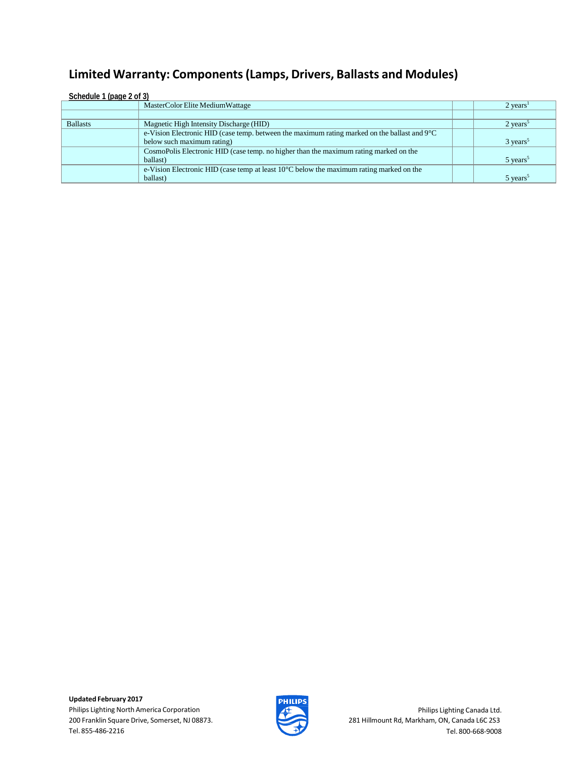## Limited Warranty: Components (Lamps, Drivers, Ballasts and Modules)

**Schedule 1 (page 2 of 3)**

| | | | |
|---|---|---|---|
| | MasterColor Elite MediumWattage | | 2 years[1] |
| | | | |
| Ballasts | Magnetic High Intensity Discharge (HID) | | 2 years[5] |
| | e-Vision Electronic HID (case temp. between the maximum rating marked on the ballast and 9°C below such maximum rating) | | 3 years[5] |
| | CosmoPolis Electronic HID (case temp. no higher than the maximum rating marked on the ballast) | | 5 years[5] |
| | e-Vision Electronic HID (case temp at least 10°C below the maximum rating marked on the ballast) | | 5 years[5] |

**Updated February 2017**

Philips Lighting North America Corporation
200 Franklin Square Drive, Somerset, NJ 08873.
Tel. 855-486-2216

Philips Lighting Canada Ltd.
281 Hillmount Rd, Markham, ON, Canada L6C 2S3
Tel. 800-668-9008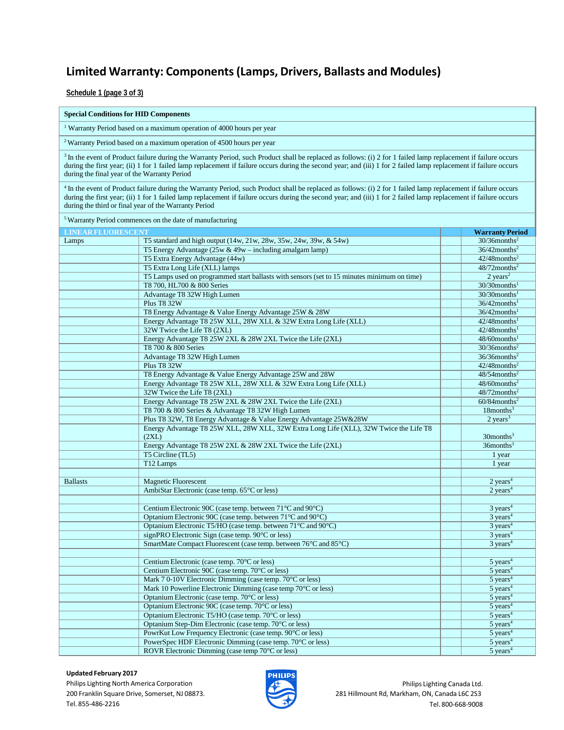# Limited Warranty: Components (Lamps, Drivers, Ballasts and Modules)

**Schedule 1 (page 3 of 3)**

| **Special Conditions for HID Components** |
|---|
| [1] Warranty Period based on a maximum operation of 4000 hours per year |
| [2] Warranty Period based on a maximum operation of 4500 hours per year |
| [3] In the event of Product failure during the Warranty Period, such Product shall be replaced as follows: (i) 2 for 1 failed lamp replacement if failure occurs during the first year; (ii) 1 for 1 failed lamp replacement if failure occurs during the second year; and (iii) 1 for 2 failed lamp replacement if failure occurs during the final year of the Warranty Period |
| [4] In the event of Product failure during the Warranty Period, such Product shall be replaced as follows: (i) 2 for 1 failed lamp replacement if failure occurs during the first year; (ii) 1 for 1 failed lamp replacement if failure occurs during the second year; and (iii) 1 for 2 failed lamp replacement if failure occurs during the third or final year of the Warranty Period |
| [5] Warranty Period commences on the date of manufacturing |

| LINEAR FLUORESCENT | | | Warranty Period |
|---|---|---|---|
| Lamps | T5 standard and high output (14w, 21w, 28w, 35w, 24w, 39w, & 54w) | | 30/36months[2] |
| | T5 Energy Advantage (25w & 49w – including amalgam lamp) | | 36/42months[2] |
| | T5 Extra Energy Advantage (44w) | | 42/48months[2] |
| | T5 Extra Long Life (XLL) lamps | | 48/72months[2] |
| | T5 Lamps used on programmed start ballasts with sensors (set to 15 minutes minimum on time) | | 2 years[2] |
| | T8 700, HL700 & 800 Series | | 30/30months[1] |
| | Advantage T8 32W High Lumen | | 30/30months[1] |
| | Plus T8 32W | | 36/42months[1] |
| | T8 Energy Advantage & Value Energy Advantage 25W & 28W | | 36/42months[1] |
| | Energy Advantage T8 25W XLL, 28W XLL & 32W Extra Long Life (XLL) | | 42/48months[1] |
| | 32W Twice the Life T8 (2XL) | | 42/48months[1] |
| | Energy Advantage T8 25W 2XL & 28W 2XL Twice the Life (2XL) | | 48/60months[1] |
| | T8 700 & 800 Series | | 30/36months[2] |
| | Advantage T8 32W High Lumen | | 36/36months[2] |
| | Plus T8 32W | | 42/48months[2] |
| | T8 Energy Advantage & Value Energy Advantage 25W and 28W | | 48/54months[2] |
| | Energy Advantage T8 25W XLL, 28W XLL & 32W Extra Long Life (XLL) | | 48/60months[2] |
| | 32W Twice the Life T8 (2XL) | | 48/72months[2] |
| | Energy Advantage T8 25W 2XL & 28W 2XL Twice the Life (2XL) | | 60/84months[2] |
| | T8 700 & 800 Series & Advantage T8 32W High Lumen | | 18months[3] |
| | Plus T8 32W, T8 Energy Advantage & Value Energy Advantage 25W&28W | | 2 years[3] |
| | Energy Advantage T8 25W XLL, 28W XLL, 32W Extra Long Life (XLL), 32W Twice the Life T8 (2XL) | | 30months[3] |
| | Energy Advantage T8 25W 2XL & 28W 2XL Twice the Life (2XL) | | 36months[3] |
| | T5 Circline (TL5) | | 1 year |
| | T12 Lamps | | 1 year |
| | | | |
| Ballasts | Magnetic Fluorescent | | 2 years[4] |
| | AmbiStar Electronic (case temp. 65°C or less) | | 2 years[4] |
| | | | |
| | Centium Electronic 90C (case temp. between 71°C and 90°C) | | 3 years[4] |
| | Optanium Electronic 90C (case temp. between 71°C and 90°C) | | 3 years[4] |
| | Optanium Electronic T5/HO (case temp. between 71°C and 90°C) | | 3 years[4] |
| | signPRO Electronic Sign (case temp. 90°C or less) | | 3 years[4] |
| | SmartMate Compact Fluorescent (case temp. between 76°C and 85°C) | | 3 years[4] |
| | | | |
| | Centium Electronic (case temp. 70°C or less) | | 5 years[4] |
| | Centium Electronic 90C (case temp. 70°C or less) | | 5 years[4] |
| | Mark 7 0-10V Electronic Dimming (case temp. 70°C or less) | | 5 years[4] |
| | Mark 10 Powerline Electronic Dimming (case temp 70°C or less) | | 5 years[4] |
| | Optanium Electronic (case temp. 70°C or less) | | 5 years[4] |
| | Optanium Electronic 90C (case temp. 70°C or less) | | 5 years[4] |
| | Optanium Electronic T5/HO (case temp. 70°C or less) | | 5 years[4] |
| | Optanium Step-Dim Electronic (case temp. 70°C or less) | | 5 years[4] |
| | PowrKut Low Frequency Electronic (case temp. 90°C or less) | | 5 years[4] |
| | PowerSpec HDF Electronic Dimming (case temp. 70°C or less) | | 5 years[4] |
| | ROVR Electronic Dimming (case temp 70°C or less) | | 5 years[4] |

**Updated February 2017**

Philips Lighting North America Corporation
200 Franklin Square Drive, Somerset, NJ 08873.
Tel. 855-486-2216

Philips Lighting Canada Ltd.
281 Hillmount Rd, Markham, ON, Canada L6C 2S3
Tel. 800-668-9008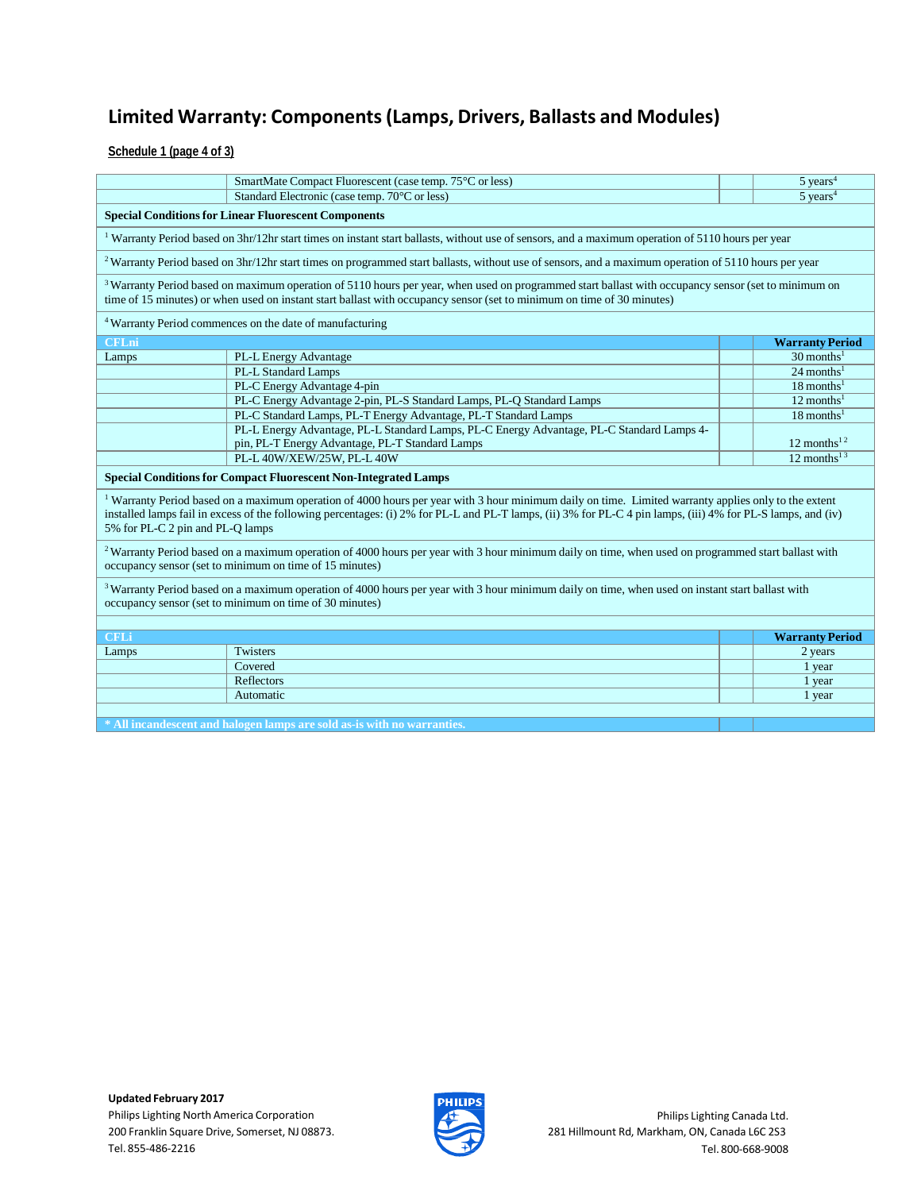# Limited Warranty: Components (Lamps, Drivers, Ballasts and Modules)

**Schedule 1 (page 4 of 3)**

| | | | |
|---|---|---|---|
| | SmartMate Compact Fluorescent (case temp. 75°C or less) | | 5 years[4] |
| | Standard Electronic (case temp. 70°C or less) | | 5 years[4] |
| **Special Conditions for Linear Fluorescent Components** | | | |
| [1] Warranty Period based on 3hr/12hr start times on instant start ballasts, without use of sensors, and a maximum operation of 5110 hours per year | | | |
| [2] Warranty Period based on 3hr/12hr start times on programmed start ballasts, without use of sensors, and a maximum operation of 5110 hours per year | | | |
| [3] Warranty Period based on maximum operation of 5110 hours per year, when used on programmed start ballast with occupancy sensor (set to minimum on time of 15 minutes) or when used on instant start ballast with occupancy sensor (set to minimum on time of 30 minutes) | | | |
| [4] Warranty Period commences on the date of manufacturing | | | |
| **CFLni** | | | **Warranty Period** |
| Lamps | PL-L Energy Advantage | | 30 months[1] |
| | PL-L Standard Lamps | | 24 months[1] |
| | PL-C Energy Advantage 4-pin | | 18 months[1] |
| | PL-C Energy Advantage 2-pin, PL-S Standard Lamps, PL-Q Standard Lamps | | 12 months[1] |
| | PL-C Standard Lamps, PL-T Energy Advantage, PL-T Standard Lamps | | 18 months[1] |
| | PL-L Energy Advantage, PL-L Standard Lamps, PL-C Energy Advantage, PL-C Standard Lamps 4-pin, PL-T Energy Advantage, PL-T Standard Lamps | | 12 months[1,2] |
| | PL-L 40W/XEW/25W, PL-L 40W | | 12 months[1,3] |
| **Special Conditions for Compact Fluorescent Non-Integrated Lamps** | | | |
| [1] Warranty Period based on a maximum operation of 4000 hours per year with 3 hour minimum daily on time. Limited warranty applies only to the extent installed lamps fail in excess of the following percentages: (i) 2% for PL-L and PL-T lamps, (ii) 3% for PL-C 4 pin lamps, (iii) 4% for PL-S lamps, and (iv) 5% for PL-C 2 pin and PL-Q lamps | | | |
| [2] Warranty Period based on a maximum operation of 4000 hours per year with 3 hour minimum daily on time, when used on programmed start ballast with occupancy sensor (set to minimum on time of 15 minutes) | | | |
| [3] Warranty Period based on a maximum operation of 4000 hours per year with 3 hour minimum daily on time, when used on instant start ballast with occupancy sensor (set to minimum on time of 30 minutes) | | | |
| | | | |
| **CFLi** | | | **Warranty Period** |
| Lamps | Twisters | | 2 years |
| | Covered | | 1 year |
| | Reflectors | | 1 year |
| | Automatic | | 1 year |
| | | | |
| **\* All incandescent and halogen lamps are sold as-is with no warranties.** | | | |

**Updated February 2017**

Philips Lighting North America Corporation
200 Franklin Square Drive, Somerset, NJ 08873.
Tel. 855-486-2216

Philips Lighting Canada Ltd.
281 Hillmount Rd, Markham, ON, Canada L6C 2S3
Tel. 800-668-9008